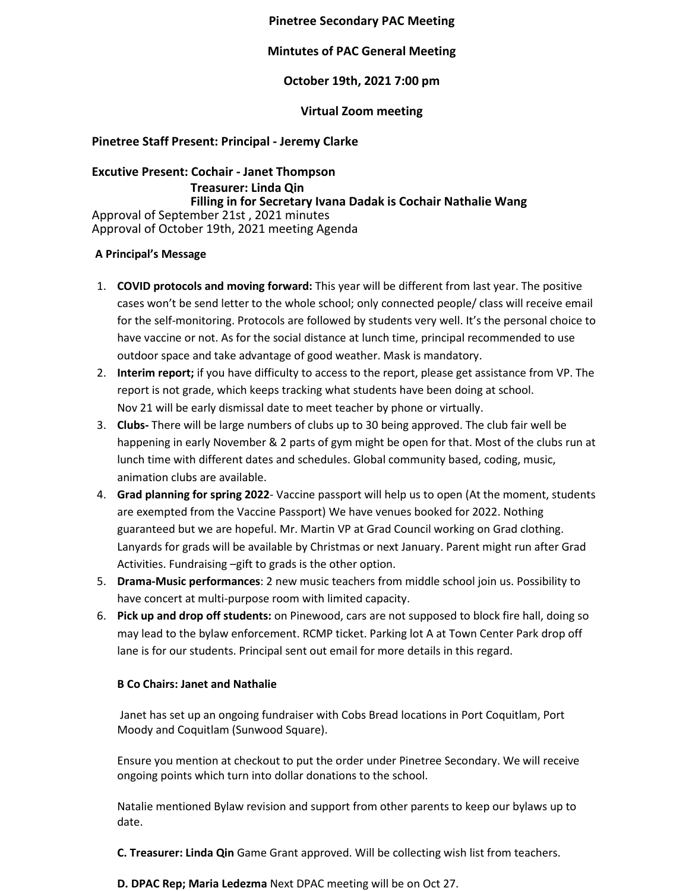# Pinetree Secondary PAC Meeting

## Mintutes of PAC General Meeting

## October 19th, 2021 7:00 pm

## Virtual Zoom meeting

**Pinetree Staff Present: Principal - Jeremy Clarke**

**Excutive Present: Cochair - Janet Thompson**
**Treasurer: Linda Qin**
**Filling in for Secretary Ivana Dadak is Cochair Nathalie Wang**

Approval of September 21st , 2021 minutes
Approval of October 19th, 2021 meeting Agenda

**A Principal's Message**

1. **COVID protocols and moving forward:** This year will be different from last year. The positive cases won't be send letter to the whole school; only connected people/ class will receive email for the self-monitoring. Protocols are followed by students very well. It's the personal choice to have vaccine or not. As for the social distance at lunch time, principal recommended to use outdoor space and take advantage of good weather. Mask is mandatory.
2. **Interim report;** if you have difficulty to access to the report, please get assistance from VP. The report is not grade, which keeps tracking what students have been doing at school.
   Nov 21 will be early dismissal date to meet teacher by phone or virtually.
3. **Clubs-** There will be large numbers of clubs up to 30 being approved. The club fair well be happening in early November & 2 parts of gym might be open for that. Most of the clubs run at lunch time with different dates and schedules. Global community based, coding, music, animation clubs are available.
4. **Grad planning for spring 2022**- Vaccine passport will help us to open (At the moment, students are exempted from the Vaccine Passport) We have venues booked for 2022. Nothing guaranteed but we are hopeful. Mr. Martin VP at Grad Council working on Grad clothing. Lanyards for grads will be available by Christmas or next January. Parent might run after Grad Activities. Fundraising –gift to grads is the other option.
5. **Drama-Music performances**: 2 new music teachers from middle school join us. Possibility to have concert at multi-purpose room with limited capacity.
6. **Pick up and drop off students:** on Pinewood, cars are not supposed to block fire hall, doing so may lead to the bylaw enforcement. RCMP ticket. Parking lot A at Town Center Park drop off lane is for our students. Principal sent out email for more details in this regard.

**B Co Chairs: Janet and Nathalie**

Janet has set up an ongoing fundraiser with Cobs Bread locations in Port Coquitlam, Port Moody and Coquitlam (Sunwood Square).

Ensure you mention at checkout to put the order under Pinetree Secondary. We will receive ongoing points which turn into dollar donations to the school.

Natalie mentioned Bylaw revision and support from other parents to keep our bylaws up to date.

**C. Treasurer: Linda Qin** Game Grant approved. Will be collecting wish list from teachers.

**D. DPAC Rep; Maria Ledezma** Next DPAC meeting will be on Oct 27.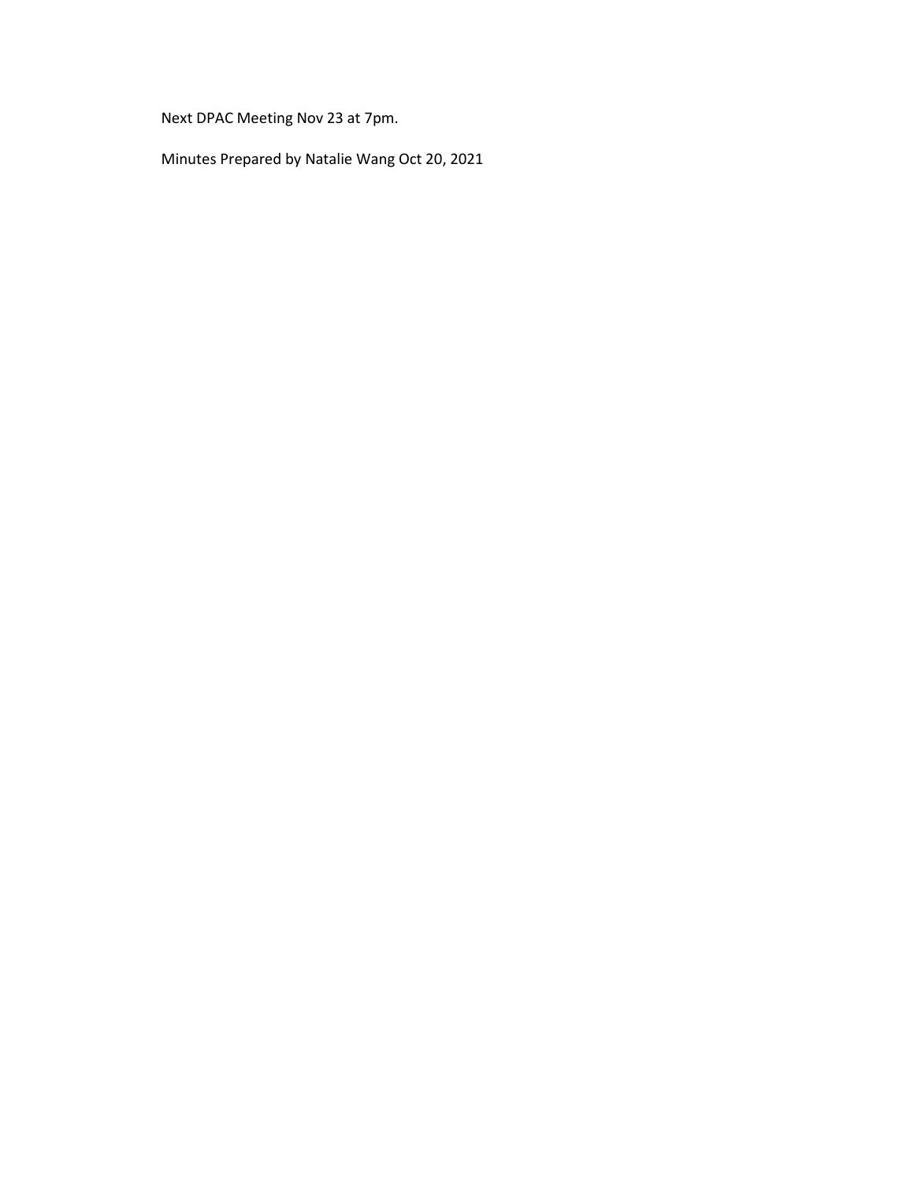Next DPAC Meeting Nov 23 at 7pm.

Minutes Prepared by Natalie Wang Oct 20, 2021